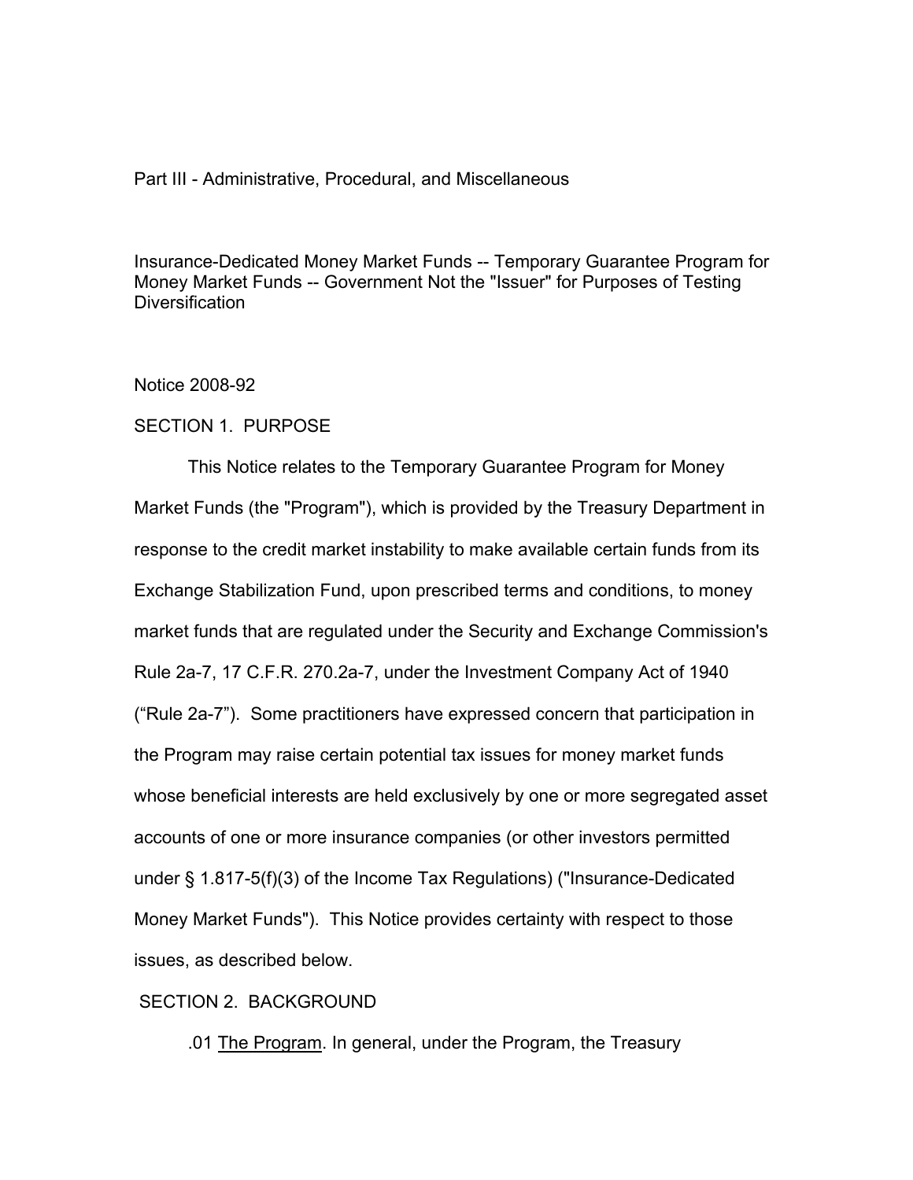Part III - Administrative, Procedural, and Miscellaneous

# Insurance-Dedicated Money Market Funds -- Temporary Guarantee Program for Money Market Funds -- Government Not the "Issuer" for Purposes of Testing Diversification

Notice 2008-92

## SECTION 1. PURPOSE

This Notice relates to the Temporary Guarantee Program for Money Market Funds (the "Program"), which is provided by the Treasury Department in response to the credit market instability to make available certain funds from its Exchange Stabilization Fund, upon prescribed terms and conditions, to money market funds that are regulated under the Security and Exchange Commission's Rule 2a-7, 17 C.F.R. 270.2a-7, under the Investment Company Act of 1940 ("Rule 2a-7"). Some practitioners have expressed concern that participation in the Program may raise certain potential tax issues for money market funds whose beneficial interests are held exclusively by one or more segregated asset accounts of one or more insurance companies (or other investors permitted under § 1.817-5(f)(3) of the Income Tax Regulations) ("Insurance-Dedicated Money Market Funds"). This Notice provides certainty with respect to those issues, as described below.

## SECTION 2. BACKGROUND

.01 <u>The Program</u>. In general, under the Program, the Treasury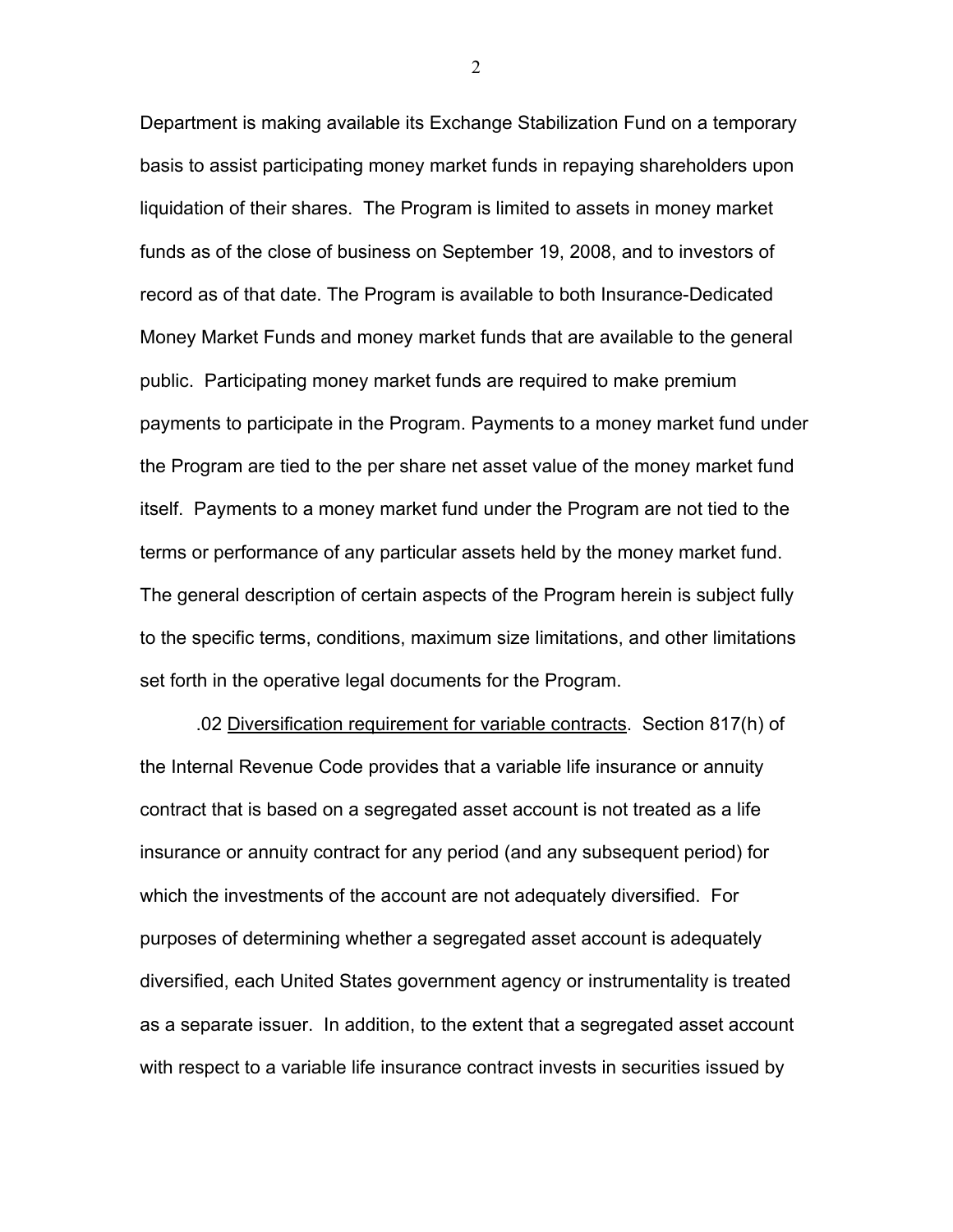Department is making available its Exchange Stabilization Fund on a temporary basis to assist participating money market funds in repaying shareholders upon liquidation of their shares. The Program is limited to assets in money market funds as of the close of business on September 19, 2008, and to investors of record as of that date. The Program is available to both Insurance-Dedicated Money Market Funds and money market funds that are available to the general public. Participating money market funds are required to make premium payments to participate in the Program. Payments to a money market fund under the Program are tied to the per share net asset value of the money market fund itself. Payments to a money market fund under the Program are not tied to the terms or performance of any particular assets held by the money market fund. The general description of certain aspects of the Program herein is subject fully to the specific terms, conditions, maximum size limitations, and other limitations set forth in the operative legal documents for the Program.

.02 <u>Diversification requirement for variable contracts</u>. Section 817(h) of the Internal Revenue Code provides that a variable life insurance or annuity contract that is based on a segregated asset account is not treated as a life insurance or annuity contract for any period (and any subsequent period) for which the investments of the account are not adequately diversified. For purposes of determining whether a segregated asset account is adequately diversified, each United States government agency or instrumentality is treated as a separate issuer. In addition, to the extent that a segregated asset account with respect to a variable life insurance contract invests in securities issued by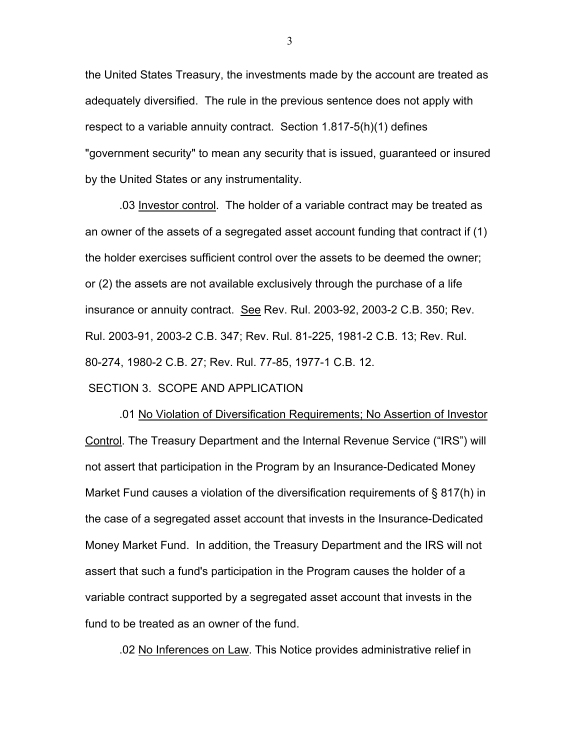the United States Treasury, the investments made by the account are treated as adequately diversified. The rule in the previous sentence does not apply with respect to a variable annuity contract. Section 1.817-5(h)(1) defines "government security" to mean any security that is issued, guaranteed or insured by the United States or any instrumentality.

.03 Investor control. The holder of a variable contract may be treated as an owner of the assets of a segregated asset account funding that contract if (1) the holder exercises sufficient control over the assets to be deemed the owner; or (2) the assets are not available exclusively through the purchase of a life insurance or annuity contract. *See* Rev. Rul. 2003-92, 2003-2 C.B. 350; Rev. Rul. 2003-91, 2003-2 C.B. 347; Rev. Rul. 81-225, 1981-2 C.B. 13; Rev. Rul. 80-274, 1980-2 C.B. 27; Rev. Rul. 77-85, 1977-1 C.B. 12.

## SECTION 3. SCOPE AND APPLICATION

.01 No Violation of Diversification Requirements; No Assertion of Investor Control. The Treasury Department and the Internal Revenue Service ("IRS") will not assert that participation in the Program by an Insurance-Dedicated Money Market Fund causes a violation of the diversification requirements of § 817(h) in the case of a segregated asset account that invests in the Insurance-Dedicated Money Market Fund. In addition, the Treasury Department and the IRS will not assert that such a fund's participation in the Program causes the holder of a variable contract supported by a segregated asset account that invests in the fund to be treated as an owner of the fund.

.02 No Inferences on Law. This Notice provides administrative relief in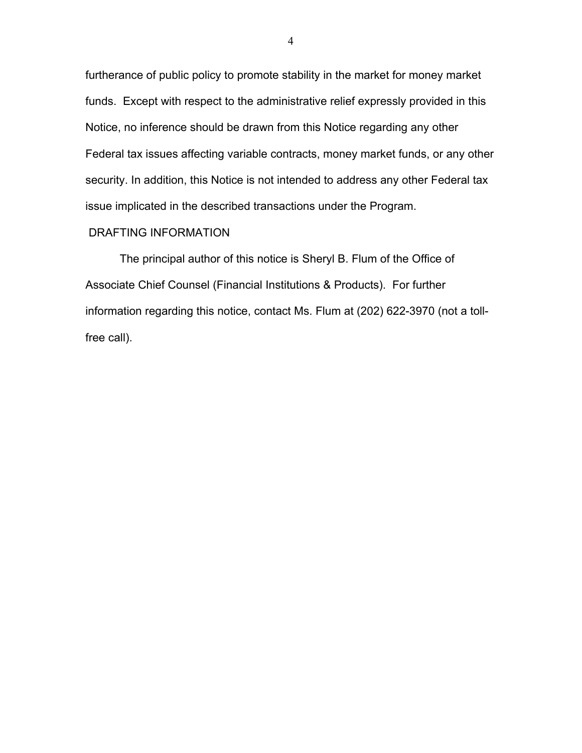furtherance of public policy to promote stability in the market for money market funds. Except with respect to the administrative relief expressly provided in this Notice, no inference should be drawn from this Notice regarding any other Federal tax issues affecting variable contracts, money market funds, or any other security. In addition, this Notice is not intended to address any other Federal tax issue implicated in the described transactions under the Program.

## DRAFTING INFORMATION

The principal author of this notice is Sheryl B. Flum of the Office of Associate Chief Counsel (Financial Institutions & Products). For further information regarding this notice, contact Ms. Flum at (202) 622-3970 (not a toll-free call).